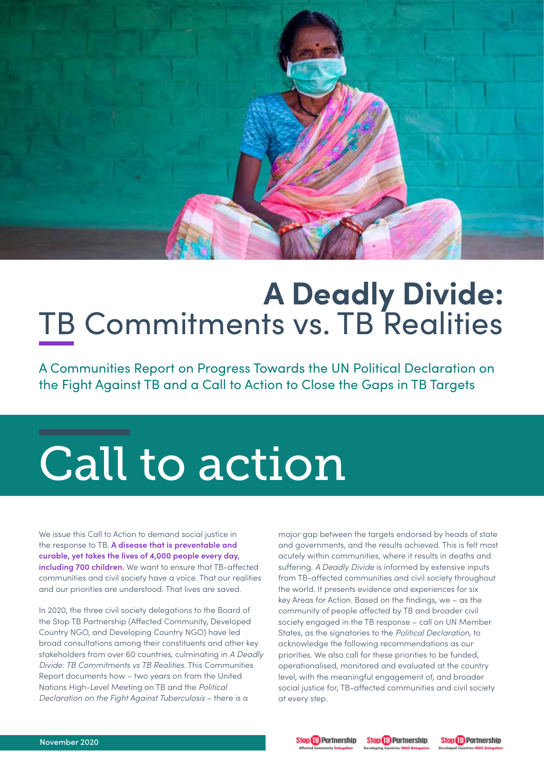# A Deadly Divide: TB Commitments vs. TB Realities

A Communities Report on Progress Towards the UN Political Declaration on the Fight Against TB and a Call to Action to Close the Gaps in TB Targets

# Call to action

We issue this Call to Action to demand social justice in the response to TB. **A disease that is preventable and curable, yet takes the lives of 4,000 people every day, including 700 children.** We want to ensure that TB-affected communities and civil society have a voice. That our realities and our priorities are understood. That lives are saved.

In 2020, the three civil society delegations to the Board of the Stop TB Partnership (Affected Community, Developed Country NGO, and Developing Country NGO) have led broad consultations among their constituents and other key stakeholders from over 60 countries, culminating in *A Deadly Divide: TB Commitments vs TB Realities*. This Communities Report documents how – two years on from the United Nations High-Level Meeting on TB and the *Political Declaration on the Fight Against Tuberculosis* – there is a major gap between the targets endorsed by heads of state and governments, and the results achieved. This is felt most acutely within communities, where it results in deaths and suffering. *A Deadly Divide* is informed by extensive inputs from TB-affected communities and civil society throughout the world. It presents evidence and experiences for six key Areas for Action. Based on the findings, we – as the community of people affected by TB and broader civil society engaged in the TB response – call on UN Member States, as the signatories to the *Political Declaration,* to acknowledge the following recommendations as our priorities. We also call for these priorities to be funded, operationalised, monitored and evaluated at the country level, with the meaningful engagement of, and broader social justice for, TB-affected communities and civil society at every step.

November 2020

Stop TB Partnership Affected Community Delegation | Stop TB Partnership Developing Countries NGO Delegation | Stop TB Partnership Developed Countries NGO Delegation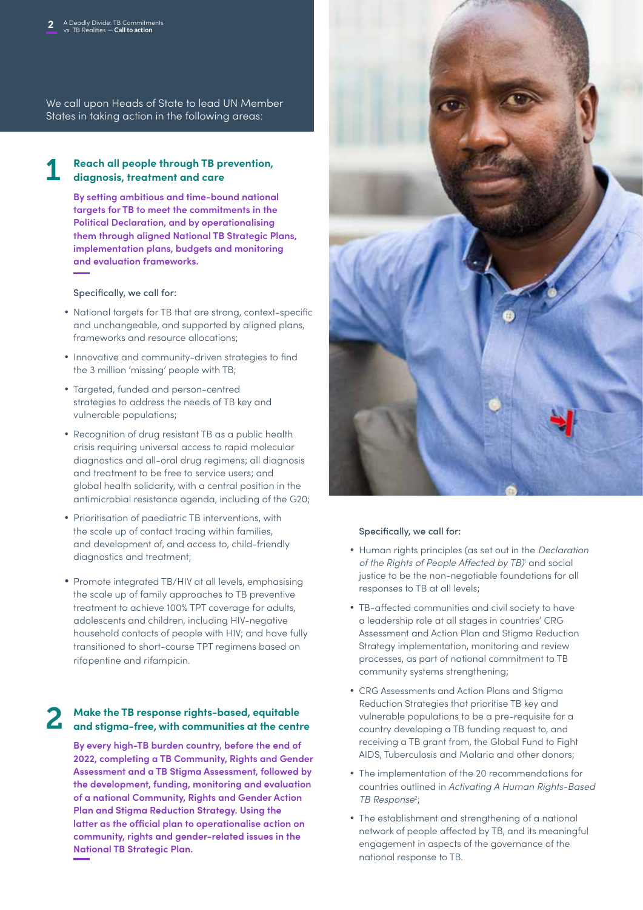We call upon Heads of State to lead UN Member States in taking action in the following areas:

## 1 Reach all people through TB prevention, diagnosis, treatment and care

**By setting ambitious and time-bound national targets for TB to meet the commitments in the Political Declaration, and by operationalising them through aligned National TB Strategic Plans, implementation plans, budgets and monitoring and evaluation frameworks.**

Specifically, we call for:

- National targets for TB that are strong, context-specific and unchangeable, and supported by aligned plans, frameworks and resource allocations;
- Innovative and community-driven strategies to find the 3 million 'missing' people with TB;
- Targeted, funded and person-centred strategies to address the needs of TB key and vulnerable populations;
- Recognition of drug resistant TB as a public health crisis requiring universal access to rapid molecular diagnostics and all-oral drug regimens; all diagnosis and treatment to be free to service users; and global health solidarity, with a central position in the antimicrobial resistance agenda, including of the G20;
- Prioritisation of paediatric TB interventions, with the scale up of contact tracing within families, and development of, and access to, child-friendly diagnostics and treatment;
- Promote integrated TB/HIV at all levels, emphasising the scale up of family approaches to TB preventive treatment to achieve 100% TPT coverage for adults, adolescents and children, including HIV-negative household contacts of people with HIV; and have fully transitioned to short-course TPT regimens based on rifapentine and rifampicin.

## 2 Make the TB response rights-based, equitable and stigma-free, with communities at the centre

**By every high-TB burden country, before the end of 2022, completing a TB Community, Rights and Gender Assessment and a TB Stigma Assessment, followed by the development, funding, monitoring and evaluation of a national Community, Rights and Gender Action Plan and Stigma Reduction Strategy. Using the latter as the official plan to operationalise action on community, rights and gender-related issues in the National TB Strategic Plan.**

Specifically, we call for:

- Human rights principles (as set out in the *Declaration of the Rights of People Affected by TB*)[1] and social justice to be the non-negotiable foundations for all responses to TB at all levels;
- TB-affected communities and civil society to have a leadership role at all stages in countries' CRG Assessment and Action Plan and Stigma Reduction Strategy implementation, monitoring and review processes, as part of national commitment to TB community systems strengthening;
- CRG Assessments and Action Plans and Stigma Reduction Strategies that prioritise TB key and vulnerable populations to be a pre-requisite for a country developing a TB funding request to, and receiving a TB grant from, the Global Fund to Fight AIDS, Tuberculosis and Malaria and other donors;
- The implementation of the 20 recommendations for countries outlined in *Activating A Human Rights-Based TB Response*[2];
- The establishment and strengthening of a national network of people affected by TB, and its meaningful engagement in aspects of the governance of the national response to TB.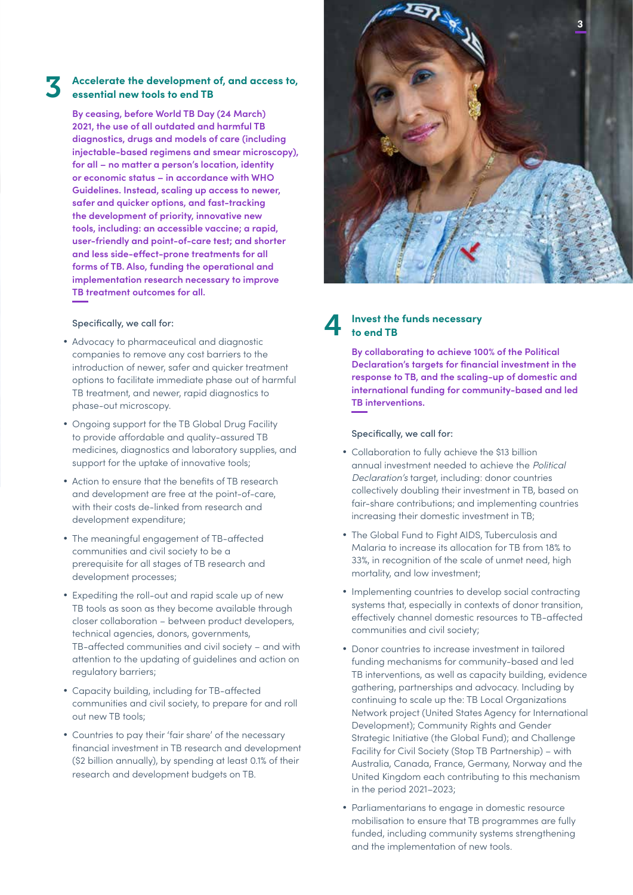## 3 Accelerate the development of, and access to, essential new tools to end TB

**By ceasing, before World TB Day (24 March) 2021, the use of all outdated and harmful TB diagnostics, drugs and models of care (including injectable-based regimens and smear microscopy), for all – no matter a person's location, identity or economic status – in accordance with WHO Guidelines. Instead, scaling up access to newer, safer and quicker options, and fast-tracking the development of priority, innovative new tools, including: an accessible vaccine; a rapid, user-friendly and point-of-care test; and shorter and less side-effect-prone treatments for all forms of TB. Also, funding the operational and implementation research necessary to improve TB treatment outcomes for all.**

Specifically, we call for:

- Advocacy to pharmaceutical and diagnostic companies to remove any cost barriers to the introduction of newer, safer and quicker treatment options to facilitate immediate phase out of harmful TB treatment, and newer, rapid diagnostics to phase-out microscopy.
- Ongoing support for the TB Global Drug Facility to provide affordable and quality-assured TB medicines, diagnostics and laboratory supplies, and support for the uptake of innovative tools;
- Action to ensure that the benefits of TB research and development are free at the point-of-care, with their costs de-linked from research and development expenditure;
- The meaningful engagement of TB-affected communities and civil society to be a prerequisite for all stages of TB research and development processes;
- Expediting the roll-out and rapid scale up of new TB tools as soon as they become available through closer collaboration – between product developers, technical agencies, donors, governments, TB-affected communities and civil society – and with attention to the updating of guidelines and action on regulatory barriers;
- Capacity building, including for TB-affected communities and civil society, to prepare for and roll out new TB tools;
- Countries to pay their 'fair share' of the necessary financial investment in TB research and development ($2 billion annually), by spending at least 0.1% of their research and development budgets on TB.

## 4 Invest the funds necessary to end TB

**By collaborating to achieve 100% of the Political Declaration's targets for financial investment in the response to TB, and the scaling-up of domestic and international funding for community-based and led TB interventions.**

Specifically, we call for:

- Collaboration to fully achieve the $13 billion annual investment needed to achieve the *Political Declaration's* target, including: donor countries collectively doubling their investment in TB, based on fair-share contributions; and implementing countries increasing their domestic investment in TB;
- The Global Fund to Fight AIDS, Tuberculosis and Malaria to increase its allocation for TB from 18% to 33%, in recognition of the scale of unmet need, high mortality, and low investment;
- Implementing countries to develop social contracting systems that, especially in contexts of donor transition, effectively channel domestic resources to TB-affected communities and civil society;
- Donor countries to increase investment in tailored funding mechanisms for community-based and led TB interventions, as well as capacity building, evidence gathering, partnerships and advocacy. Including by continuing to scale up the: TB Local Organizations Network project (United States Agency for International Development); Community Rights and Gender Strategic Initiative (the Global Fund); and Challenge Facility for Civil Society (Stop TB Partnership) – with Australia, Canada, France, Germany, Norway and the United Kingdom each contributing to this mechanism in the period 2021–2023;
- Parliamentarians to engage in domestic resource mobilisation to ensure that TB programmes are fully funded, including community systems strengthening and the implementation of new tools.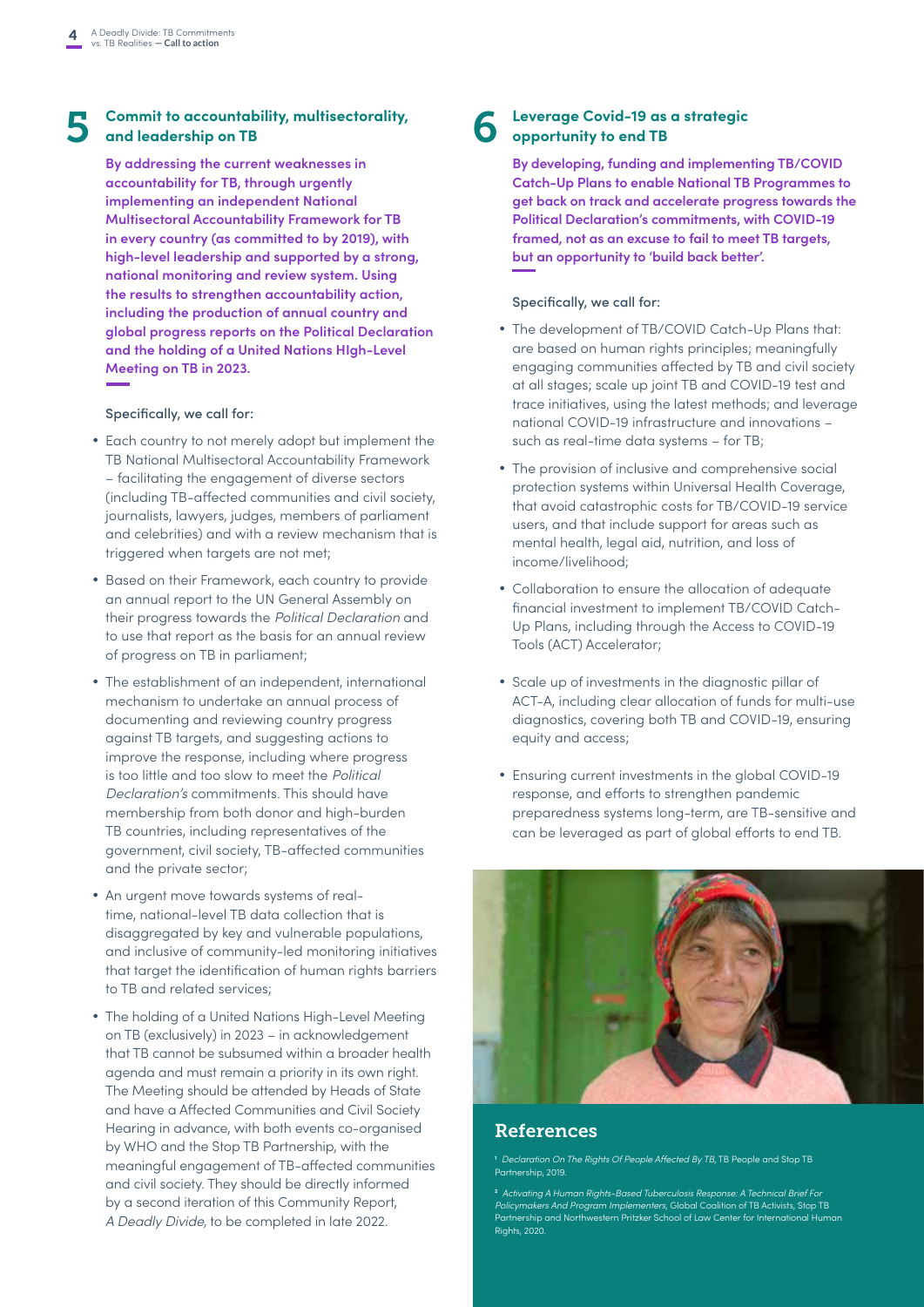## 5 Commit to accountability, multisectorality, and leadership on TB

**By addressing the current weaknesses in accountability for TB, through urgently implementing an independent National Multisectoral Accountability Framework for TB in every country (as committed to by 2019), with high-level leadership and supported by a strong, national monitoring and review system. Using the results to strengthen accountability action, including the production of annual country and global progress reports on the Political Declaration and the holding of a United Nations HIgh-Level Meeting on TB in 2023.**

Specifically, we call for:

- Each country to not merely adopt but implement the TB National Multisectoral Accountability Framework – facilitating the engagement of diverse sectors (including TB-affected communities and civil society, journalists, lawyers, judges, members of parliament and celebrities) and with a review mechanism that is triggered when targets are not met;
- Based on their Framework, each country to provide an annual report to the UN General Assembly on their progress towards the *Political Declaration* and to use that report as the basis for an annual review of progress on TB in parliament;
- The establishment of an independent, international mechanism to undertake an annual process of documenting and reviewing country progress against TB targets, and suggesting actions to improve the response, including where progress is too little and too slow to meet the *Political Declaration's* commitments. This should have membership from both donor and high-burden TB countries, including representatives of the government, civil society, TB-affected communities and the private sector;
- An urgent move towards systems of real-time, national-level TB data collection that is disaggregated by key and vulnerable populations, and inclusive of community-led monitoring initiatives that target the identification of human rights barriers to TB and related services;
- The holding of a United Nations High-Level Meeting on TB (exclusively) in 2023 – in acknowledgement that TB cannot be subsumed within a broader health agenda and must remain a priority in its own right. The Meeting should be attended by Heads of State and have a Affected Communities and Civil Society Hearing in advance, with both events co-organised by WHO and the Stop TB Partnership, with the meaningful engagement of TB-affected communities and civil society. They should be directly informed by a second iteration of this Community Report, *A Deadly Divide,* to be completed in late 2022.

## 6 Leverage Covid-19 as a strategic opportunity to end TB

**By developing, funding and implementing TB/COVID Catch-Up Plans to enable National TB Programmes to get back on track and accelerate progress towards the Political Declaration's commitments, with COVID-19 framed, not as an excuse to fail to meet TB targets, but an opportunity to 'build back better'.**

Specifically, we call for:

- The development of TB/COVID Catch-Up Plans that: are based on human rights principles; meaningfully engaging communities affected by TB and civil society at all stages; scale up joint TB and COVID-19 test and trace initiatives, using the latest methods; and leverage national COVID-19 infrastructure and innovations – such as real-time data systems – for TB;
- The provision of inclusive and comprehensive social protection systems within Universal Health Coverage, that avoid catastrophic costs for TB/COVID-19 service users, and that include support for areas such as mental health, legal aid, nutrition, and loss of income/livelihood;
- Collaboration to ensure the allocation of adequate financial investment to implement TB/COVID Catch-Up Plans, including through the Access to COVID-19 Tools (ACT) Accelerator;
- Scale up of investments in the diagnostic pillar of ACT-A, including clear allocation of funds for multi-use diagnostics, covering both TB and COVID-19, ensuring equity and access;
- Ensuring current investments in the global COVID-19 response, and efforts to strengthen pandemic preparedness systems long-term, are TB-sensitive and can be leveraged as part of global efforts to end TB.

## References

[1] *Declaration On The Rights Of People Affected By TB*, TB People and Stop TB Partnership, 2019.

[2] *Activating A Human Rights-Based Tuberculosis Response: A Technical Brief For Policymakers And Program Implementers*, Global Coalition of TB Activists, Stop TB Partnership and Northwestern Pritzker School of Law Center for International Human Rights, 2020.